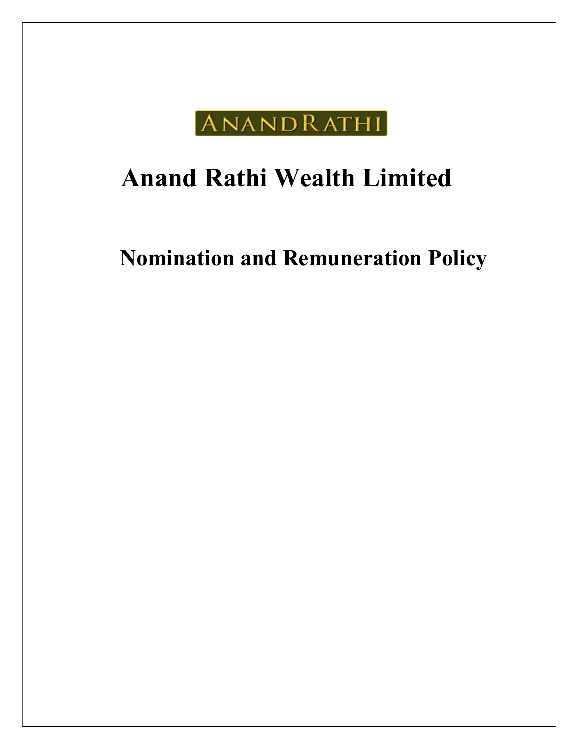ANANDRATHI

# Anand Rathi Wealth Limited

## Nomination and Remuneration Policy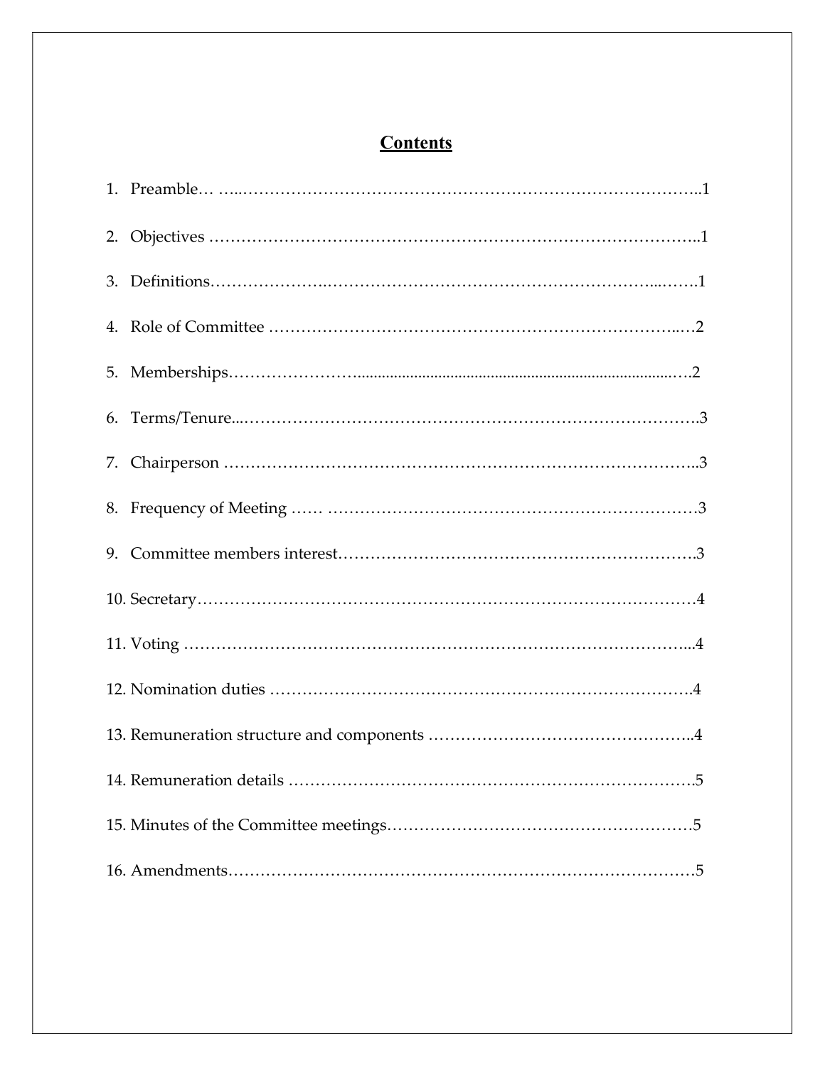# Contents

1. Preamble… …...……………………………………………………………………..1
2. Objectives ……………………………………………………………………………..1
3. Definitions…………………..…………………………………………………...…….1
4. Role of Committee …………………………………………………………………..…2
5. Memberships…………………...................................................................................….2
6. Terms/Tenure...………………………………………………………………………….3
7. Chairperson ……………………………………………………………………………..3
8. Frequency of Meeting …… ……………………………………………………………3
9. Committee members interest………………………….……………………………….3
10. Secretary………………………………………………………………………………4
11. Voting ………………………………………………………………………………...4
12. Nomination duties ………………………………………………………………….4
13. Remuneration structure and components ………………………………………..4
14. Remuneration details ……………………………………………………………….5
15. Minutes of the Committee meetings…………………………………………………5
16. Amendments………………………………………………………………………….5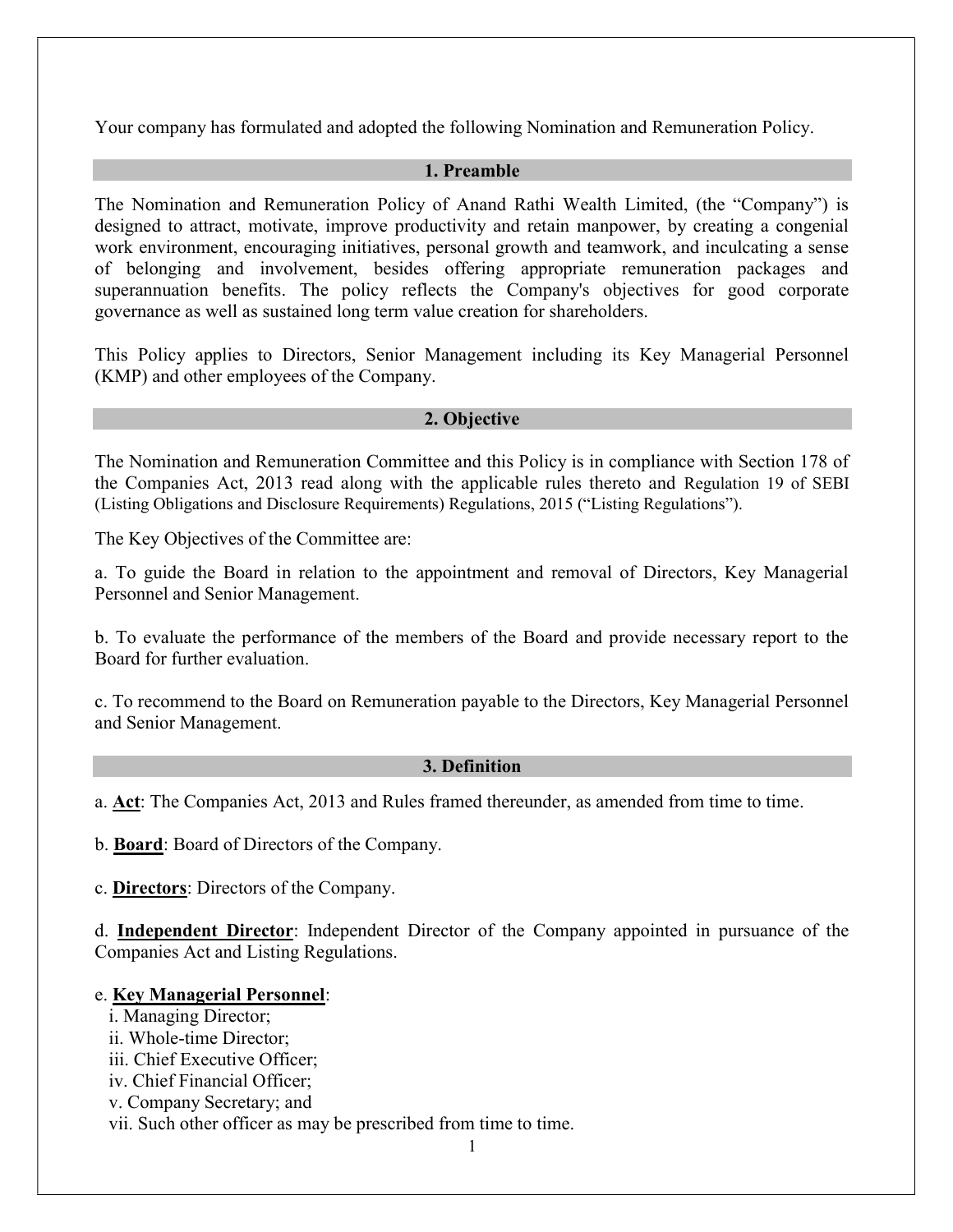Your company has formulated and adopted the following Nomination and Remuneration Policy.

## 1. Preamble

The Nomination and Remuneration Policy of Anand Rathi Wealth Limited, (the "Company") is designed to attract, motivate, improve productivity and retain manpower, by creating a congenial work environment, encouraging initiatives, personal growth and teamwork, and inculcating a sense of belonging and involvement, besides offering appropriate remuneration packages and superannuation benefits. The policy reflects the Company's objectives for good corporate governance as well as sustained long term value creation for shareholders.

This Policy applies to Directors, Senior Management including its Key Managerial Personnel (KMP) and other employees of the Company.

## 2. Objective

The Nomination and Remuneration Committee and this Policy is in compliance with Section 178 of the Companies Act, 2013 read along with the applicable rules thereto and Regulation 19 of SEBI (Listing Obligations and Disclosure Requirements) Regulations, 2015 ("Listing Regulations").

The Key Objectives of the Committee are:

a. To guide the Board in relation to the appointment and removal of Directors, Key Managerial Personnel and Senior Management.

b. To evaluate the performance of the members of the Board and provide necessary report to the Board for further evaluation.

c. To recommend to the Board on Remuneration payable to the Directors, Key Managerial Personnel and Senior Management.

## 3. Definition

a. **Act**: The Companies Act, 2013 and Rules framed thereunder, as amended from time to time.

b. **Board**: Board of Directors of the Company.

c. **Directors**: Directors of the Company.

d. **Independent Director**: Independent Director of the Company appointed in pursuance of the Companies Act and Listing Regulations.

e. **Key Managerial Personnel**:

i. Managing Director;
ii. Whole-time Director;
iii. Chief Executive Officer;
iv. Chief Financial Officer;
v. Company Secretary; and
vii. Such other officer as may be prescribed from time to time.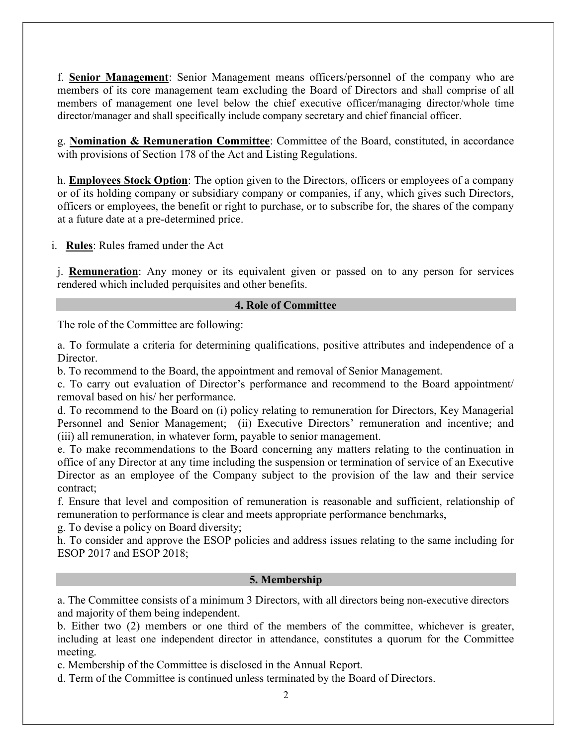f. **Senior Management**: Senior Management means officers/personnel of the company who are members of its core management team excluding the Board of Directors and shall comprise of all members of management one level below the chief executive officer/managing director/whole time director/manager and shall specifically include company secretary and chief financial officer.

g. **Nomination & Remuneration Committee**: Committee of the Board, constituted, in accordance with provisions of Section 178 of the Act and Listing Regulations.

h. **Employees Stock Option**: The option given to the Directors, officers or employees of a company or of its holding company or subsidiary company or companies, if any, which gives such Directors, officers or employees, the benefit or right to purchase, or to subscribe for, the shares of the company at a future date at a pre-determined price.

i. **Rules**: Rules framed under the Act

j. **Remuneration**: Any money or its equivalent given or passed on to any person for services rendered which included perquisites and other benefits.

## 4. Role of Committee

The role of the Committee are following:

a. To formulate a criteria for determining qualifications, positive attributes and independence of a Director.
b. To recommend to the Board, the appointment and removal of Senior Management.
c. To carry out evaluation of Director's performance and recommend to the Board appointment/ removal based on his/ her performance.
d. To recommend to the Board on (i) policy relating to remuneration for Directors, Key Managerial Personnel and Senior Management; (ii) Executive Directors' remuneration and incentive; and (iii) all remuneration, in whatever form, payable to senior management.
e. To make recommendations to the Board concerning any matters relating to the continuation in office of any Director at any time including the suspension or termination of service of an Executive Director as an employee of the Company subject to the provision of the law and their service contract;
f. Ensure that level and composition of remuneration is reasonable and sufficient, relationship of remuneration to performance is clear and meets appropriate performance benchmarks,
g. To devise a policy on Board diversity;
h. To consider and approve the ESOP policies and address issues relating to the same including for ESOP 2017 and ESOP 2018;

## 5. Membership

a. The Committee consists of a minimum 3 Directors, with all directors being non-executive directors and majority of them being independent.
b. Either two (2) members or one third of the members of the committee, whichever is greater, including at least one independent director in attendance, constitutes a quorum for the Committee meeting.
c. Membership of the Committee is disclosed in the Annual Report.
d. Term of the Committee is continued unless terminated by the Board of Directors.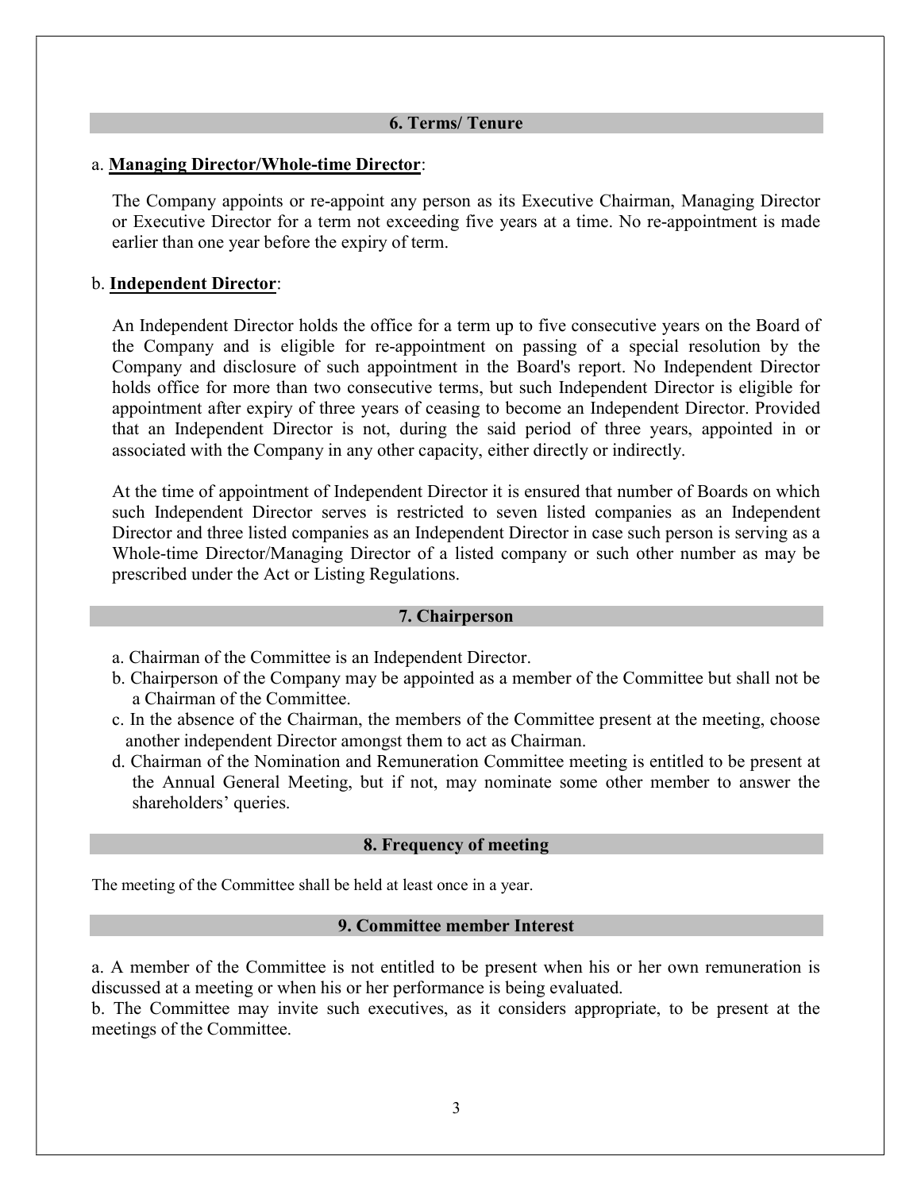## 6. Terms/ Tenure

a. **Managing Director/Whole-time Director**:

The Company appoints or re-appoint any person as its Executive Chairman, Managing Director or Executive Director for a term not exceeding five years at a time. No re-appointment is made earlier than one year before the expiry of term.

b. **Independent Director**:

An Independent Director holds the office for a term up to five consecutive years on the Board of the Company and is eligible for re-appointment on passing of a special resolution by the Company and disclosure of such appointment in the Board's report. No Independent Director holds office for more than two consecutive terms, but such Independent Director is eligible for appointment after expiry of three years of ceasing to become an Independent Director. Provided that an Independent Director is not, during the said period of three years, appointed in or associated with the Company in any other capacity, either directly or indirectly.

At the time of appointment of Independent Director it is ensured that number of Boards on which such Independent Director serves is restricted to seven listed companies as an Independent Director and three listed companies as an Independent Director in case such person is serving as a Whole-time Director/Managing Director of a listed company or such other number as may be prescribed under the Act or Listing Regulations.

## 7. Chairperson

a. Chairman of the Committee is an Independent Director.
b. Chairperson of the Company may be appointed as a member of the Committee but shall not be a Chairman of the Committee.
c. In the absence of the Chairman, the members of the Committee present at the meeting, choose another independent Director amongst them to act as Chairman.
d. Chairman of the Nomination and Remuneration Committee meeting is entitled to be present at the Annual General Meeting, but if not, may nominate some other member to answer the shareholders' queries.

## 8. Frequency of meeting

The meeting of the Committee shall be held at least once in a year.

## 9. Committee member Interest

a. A member of the Committee is not entitled to be present when his or her own remuneration is discussed at a meeting or when his or her performance is being evaluated.
b. The Committee may invite such executives, as it considers appropriate, to be present at the meetings of the Committee.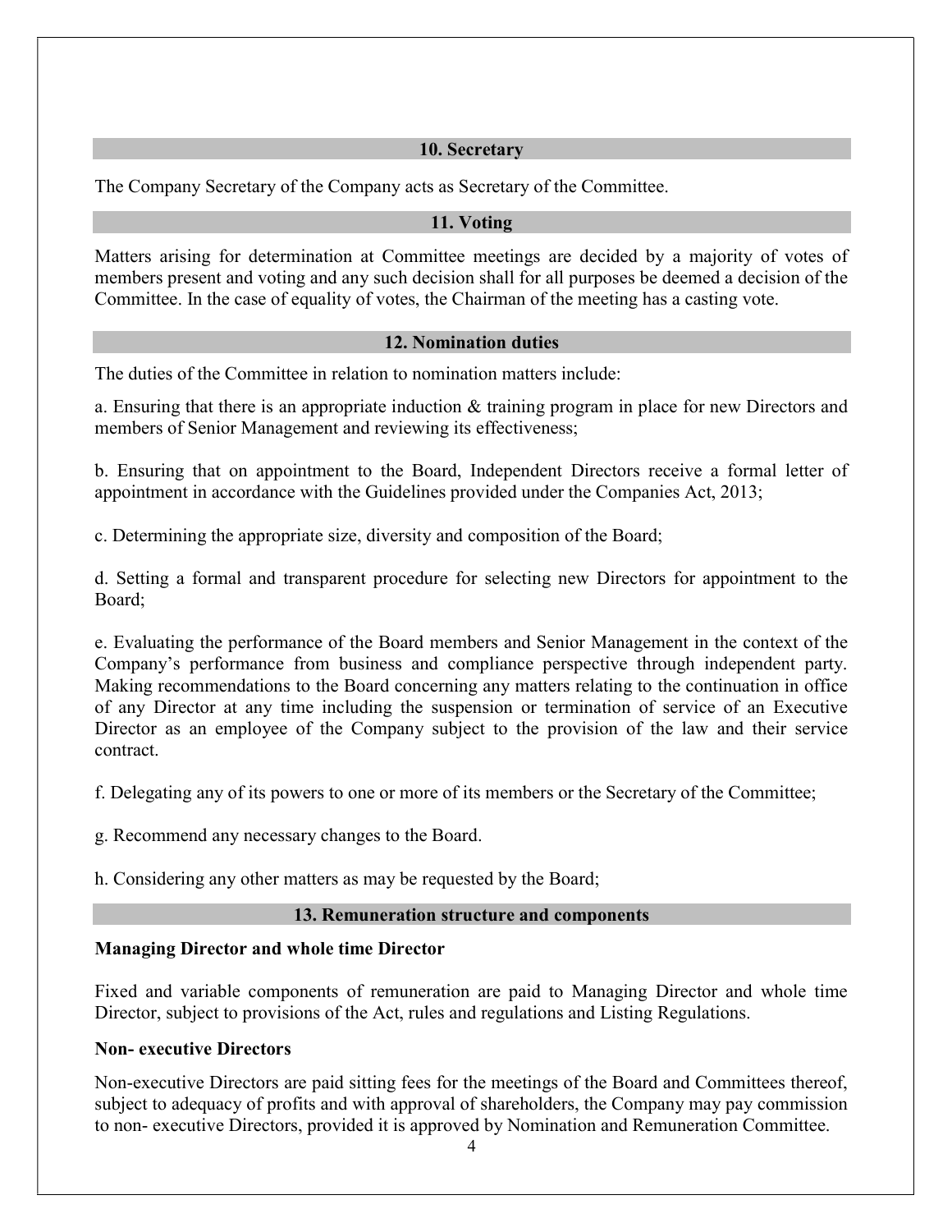## 10. Secretary

The Company Secretary of the Company acts as Secretary of the Committee.

## 11. Voting

Matters arising for determination at Committee meetings are decided by a majority of votes of members present and voting and any such decision shall for all purposes be deemed a decision of the Committee. In the case of equality of votes, the Chairman of the meeting has a casting vote.

## 12. Nomination duties

The duties of the Committee in relation to nomination matters include:

a. Ensuring that there is an appropriate induction & training program in place for new Directors and members of Senior Management and reviewing its effectiveness;

b. Ensuring that on appointment to the Board, Independent Directors receive a formal letter of appointment in accordance with the Guidelines provided under the Companies Act, 2013;

c. Determining the appropriate size, diversity and composition of the Board;

d. Setting a formal and transparent procedure for selecting new Directors for appointment to the Board;

e. Evaluating the performance of the Board members and Senior Management in the context of the Company's performance from business and compliance perspective through independent party. Making recommendations to the Board concerning any matters relating to the continuation in office of any Director at any time including the suspension or termination of service of an Executive Director as an employee of the Company subject to the provision of the law and their service contract.

f. Delegating any of its powers to one or more of its members or the Secretary of the Committee;

g. Recommend any necessary changes to the Board.

h. Considering any other matters as may be requested by the Board;

## 13. Remuneration structure and components

**Managing Director and whole time Director**

Fixed and variable components of remuneration are paid to Managing Director and whole time Director, subject to provisions of the Act, rules and regulations and Listing Regulations.

**Non- executive Directors**

Non-executive Directors are paid sitting fees for the meetings of the Board and Committees thereof, subject to adequacy of profits and with approval of shareholders, the Company may pay commission to non- executive Directors, provided it is approved by Nomination and Remuneration Committee.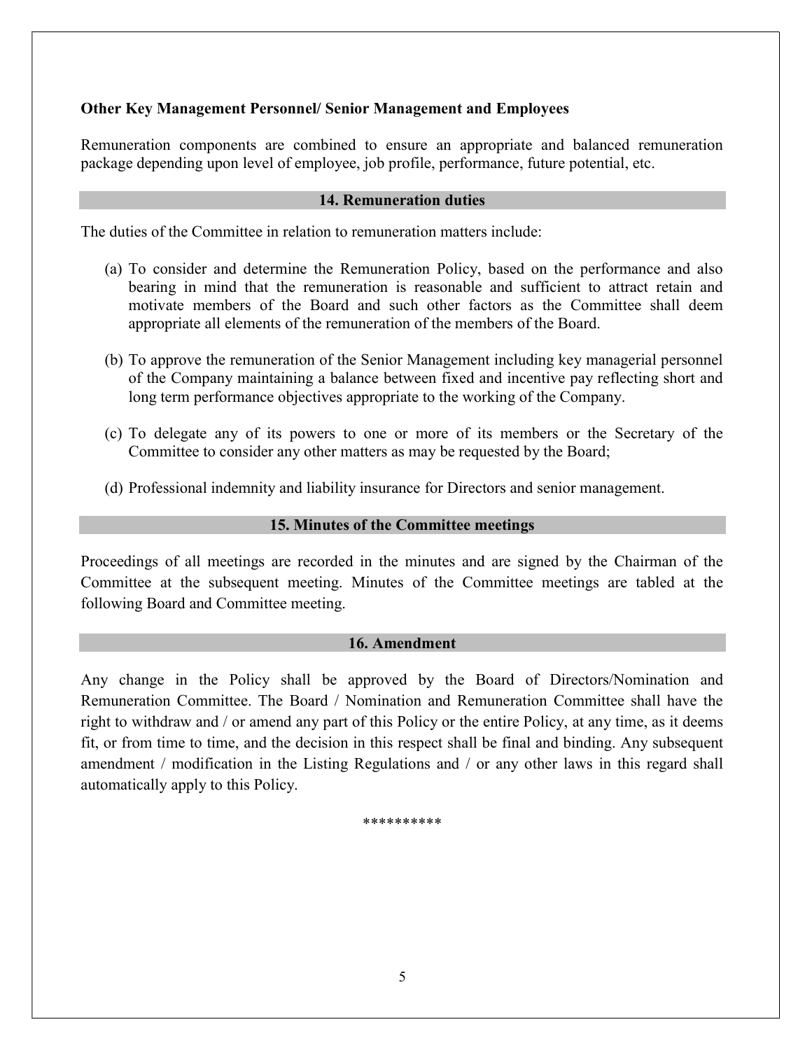**Other Key Management Personnel/ Senior Management and Employees**

Remuneration components are combined to ensure an appropriate and balanced remuneration package depending upon level of employee, job profile, performance, future potential, etc.

## 14. Remuneration duties

The duties of the Committee in relation to remuneration matters include:

(a) To consider and determine the Remuneration Policy, based on the performance and also bearing in mind that the remuneration is reasonable and sufficient to attract retain and motivate members of the Board and such other factors as the Committee shall deem appropriate all elements of the remuneration of the members of the Board.

(b) To approve the remuneration of the Senior Management including key managerial personnel of the Company maintaining a balance between fixed and incentive pay reflecting short and long term performance objectives appropriate to the working of the Company.

(c) To delegate any of its powers to one or more of its members or the Secretary of the Committee to consider any other matters as may be requested by the Board;

(d) Professional indemnity and liability insurance for Directors and senior management.

## 15. Minutes of the Committee meetings

Proceedings of all meetings are recorded in the minutes and are signed by the Chairman of the Committee at the subsequent meeting. Minutes of the Committee meetings are tabled at the following Board and Committee meeting.

## 16. Amendment

Any change in the Policy shall be approved by the Board of Directors/Nomination and Remuneration Committee. The Board / Nomination and Remuneration Committee shall have the right to withdraw and / or amend any part of this Policy or the entire Policy, at any time, as it deems fit, or from time to time, and the decision in this respect shall be final and binding. Any subsequent amendment / modification in the Listing Regulations and / or any other laws in this regard shall automatically apply to this Policy.

**********